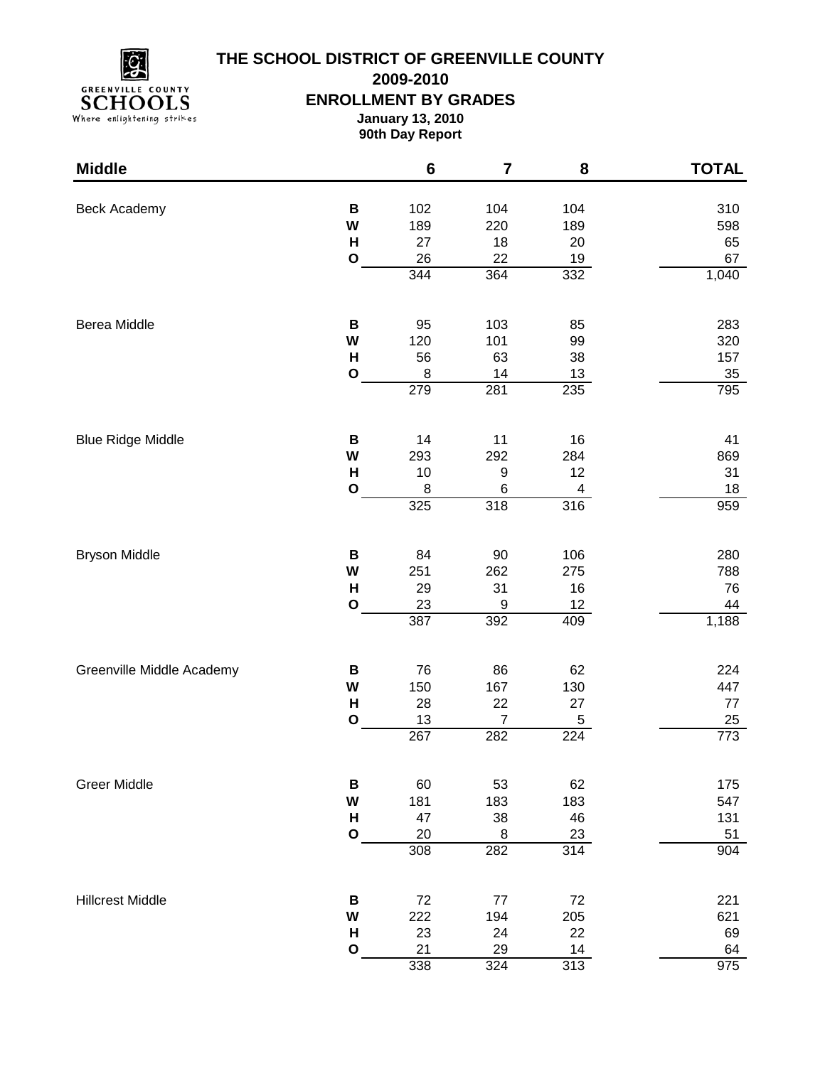# THE SCHOOL DISTRICT OF GREENVILLE COUNTY

## 2009-2010

## ENROLLMENT BY GRADES

**January 13, 2010**

**90th Day Report**

| Middle | | 6 | 7 | 8 | TOTAL |
|---|---|---|---|---|---|
| Beck Academy | B | 102 | 104 | 104 | 310 |
| | W | 189 | 220 | 189 | 598 |
| | H | 27 | 18 | 20 | 65 |
| | O | 26 | 22 | 19 | 67 |
| | | 344 | 364 | 332 | 1,040 |
| Berea Middle | B | 95 | 103 | 85 | 283 |
| | W | 120 | 101 | 99 | 320 |
| | H | 56 | 63 | 38 | 157 |
| | O | 8 | 14 | 13 | 35 |
| | | 279 | 281 | 235 | 795 |
| Blue Ridge Middle | B | 14 | 11 | 16 | 41 |
| | W | 293 | 292 | 284 | 869 |
| | H | 10 | 9 | 12 | 31 |
| | O | 8 | 6 | 4 | 18 |
| | | 325 | 318 | 316 | 959 |
| Bryson Middle | B | 84 | 90 | 106 | 280 |
| | W | 251 | 262 | 275 | 788 |
| | H | 29 | 31 | 16 | 76 |
| | O | 23 | 9 | 12 | 44 |
| | | 387 | 392 | 409 | 1,188 |
| Greenville Middle Academy | B | 76 | 86 | 62 | 224 |
| | W | 150 | 167 | 130 | 447 |
| | H | 28 | 22 | 27 | 77 |
| | O | 13 | 7 | 5 | 25 |
| | | 267 | 282 | 224 | 773 |
| Greer Middle | B | 60 | 53 | 62 | 175 |
| | W | 181 | 183 | 183 | 547 |
| | H | 47 | 38 | 46 | 131 |
| | O | 20 | 8 | 23 | 51 |
| | | 308 | 282 | 314 | 904 |
| Hillcrest Middle | B | 72 | 77 | 72 | 221 |
| | W | 222 | 194 | 205 | 621 |
| | H | 23 | 24 | 22 | 69 |
| | O | 21 | 29 | 14 | 64 |
| | | 338 | 324 | 313 | 975 |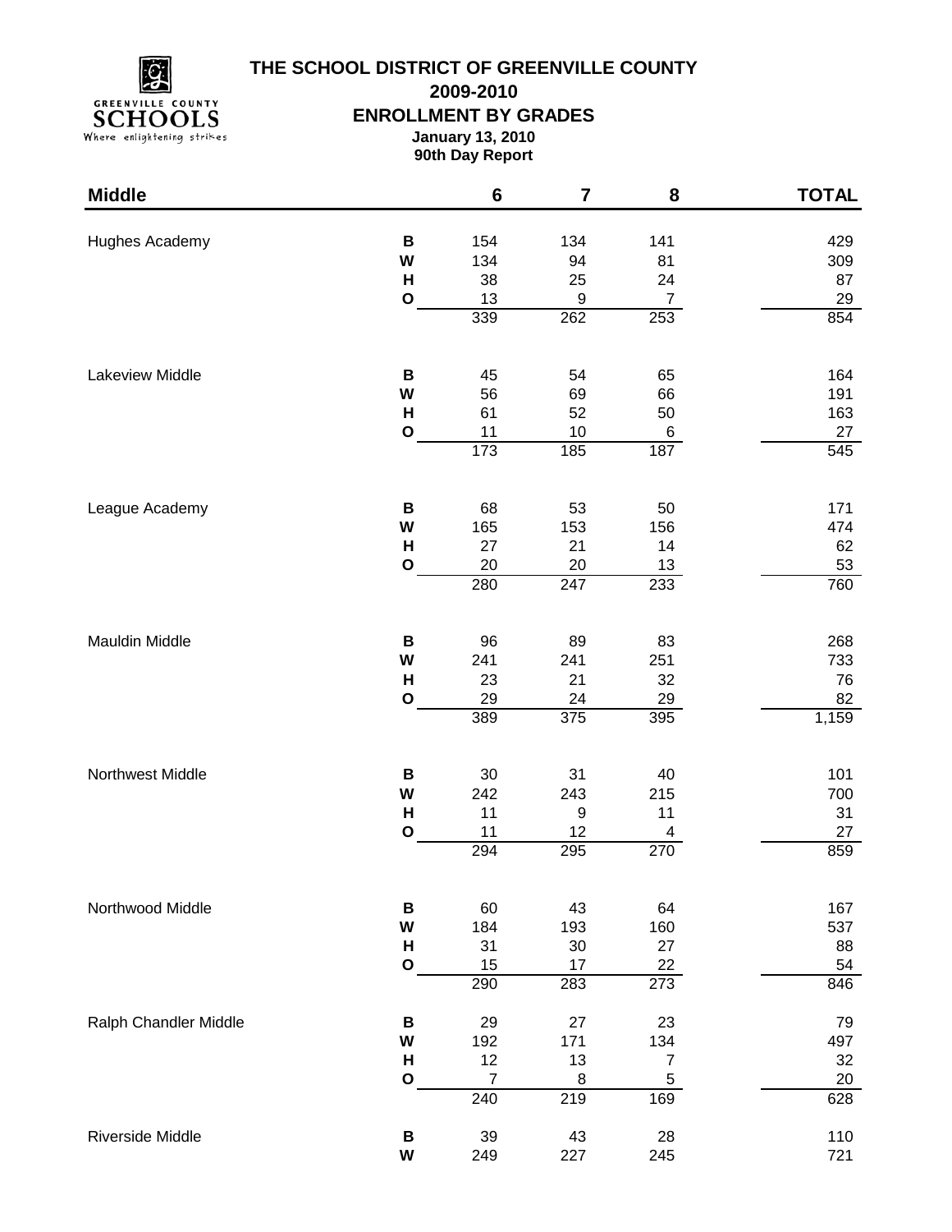# THE SCHOOL DISTRICT OF GREENVILLE COUNTY

## 2009-2010

## ENROLLMENT BY GRADES

**January 13, 2010**

**90th Day Report**

| Middle | | 6 | 7 | 8 | TOTAL |
|---|---|---|---|---|---|
| Hughes Academy | B | 154 | 134 | 141 | 429 |
| | W | 134 | 94 | 81 | 309 |
| | H | 38 | 25 | 24 | 87 |
| | O | 13 | 9 | 7 | 29 |
| | | 339 | 262 | 253 | 854 |
| Lakeview Middle | B | 45 | 54 | 65 | 164 |
| | W | 56 | 69 | 66 | 191 |
| | H | 61 | 52 | 50 | 163 |
| | O | 11 | 10 | 6 | 27 |
| | | 173 | 185 | 187 | 545 |
| League Academy | B | 68 | 53 | 50 | 171 |
| | W | 165 | 153 | 156 | 474 |
| | H | 27 | 21 | 14 | 62 |
| | O | 20 | 20 | 13 | 53 |
| | | 280 | 247 | 233 | 760 |
| Mauldin Middle | B | 96 | 89 | 83 | 268 |
| | W | 241 | 241 | 251 | 733 |
| | H | 23 | 21 | 32 | 76 |
| | O | 29 | 24 | 29 | 82 |
| | | 389 | 375 | 395 | 1,159 |
| Northwest Middle | B | 30 | 31 | 40 | 101 |
| | W | 242 | 243 | 215 | 700 |
| | H | 11 | 9 | 11 | 31 |
| | O | 11 | 12 | 4 | 27 |
| | | 294 | 295 | 270 | 859 |
| Northwood Middle | B | 60 | 43 | 64 | 167 |
| | W | 184 | 193 | 160 | 537 |
| | H | 31 | 30 | 27 | 88 |
| | O | 15 | 17 | 22 | 54 |
| | | 290 | 283 | 273 | 846 |
| Ralph Chandler Middle | B | 29 | 27 | 23 | 79 |
| | W | 192 | 171 | 134 | 497 |
| | H | 12 | 13 | 7 | 32 |
| | O | 7 | 8 | 5 | 20 |
| | | 240 | 219 | 169 | 628 |
| Riverside Middle | B | 39 | 43 | 28 | 110 |
| | W | 249 | 227 | 245 | 721 |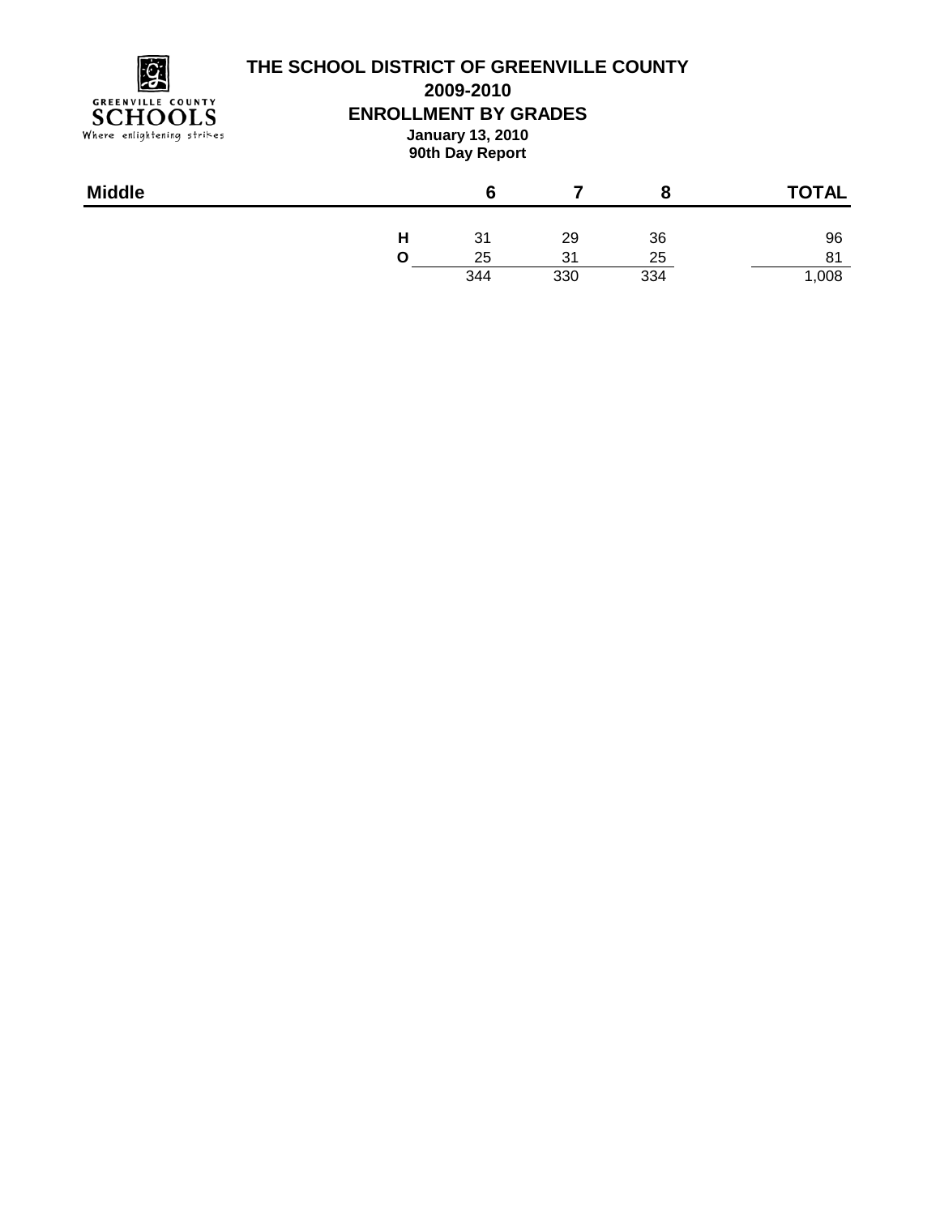# THE SCHOOL DISTRICT OF GREENVILLE COUNTY

## 2009-2010

## ENROLLMENT BY GRADES

**January 13, 2010**

**90th Day Report**

| Middle | | 6 | 7 | 8 | TOTAL |
|---|---|---|---|---|---|
| | H | 31 | 29 | 36 | 96 |
| | O | 25 | 31 | 25 | 81 |
| | | 344 | 330 | 334 | 1,008 |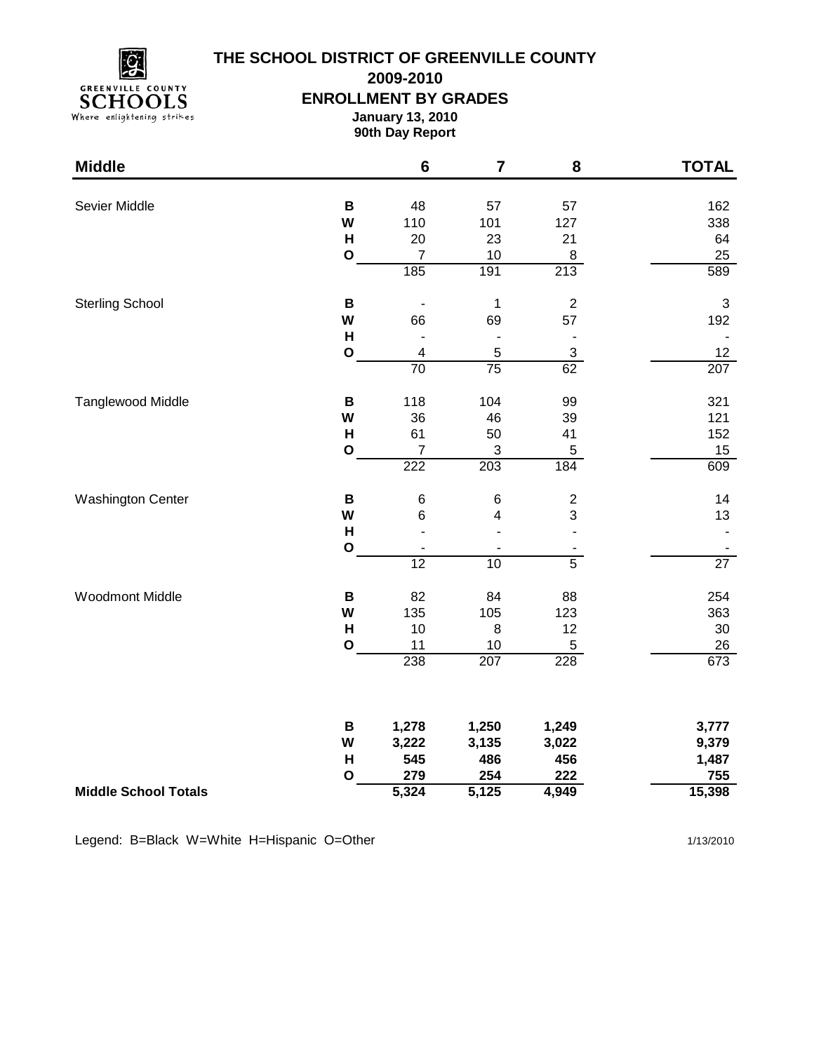# THE SCHOOL DISTRICT OF GREENVILLE COUNTY

## 2009-2010

## ENROLLMENT BY GRADES

**January 13, 2010**

**90th Day Report**

| Middle | | 6 | 7 | 8 | TOTAL |
|---|---|---|---|---|---|
| Sevier Middle | B | 48 | 57 | 57 | 162 |
| | W | 110 | 101 | 127 | 338 |
| | H | 20 | 23 | 21 | 64 |
| | O | 7 | 10 | 8 | 25 |
| | | 185 | 191 | 213 | 589 |
| Sterling School | B | - | 1 | 2 | 3 |
| | W | 66 | 69 | 57 | 192 |
| | H | - | - | - | - |
| | O | 4 | 5 | 3 | 12 |
| | | 70 | 75 | 62 | 207 |
| Tanglewood Middle | B | 118 | 104 | 99 | 321 |
| | W | 36 | 46 | 39 | 121 |
| | H | 61 | 50 | 41 | 152 |
| | O | 7 | 3 | 5 | 15 |
| | | 222 | 203 | 184 | 609 |
| Washington Center | B | 6 | 6 | 2 | 14 |
| | W | 6 | 4 | 3 | 13 |
| | H | - | - | - | - |
| | O | - | - | - | - |
| | | 12 | 10 | 5 | 27 |
| Woodmont Middle | B | 82 | 84 | 88 | 254 |
| | W | 135 | 105 | 123 | 363 |
| | H | 10 | 8 | 12 | 30 |
| | O | 11 | 10 | 5 | 26 |
| | | 238 | 207 | 228 | 673 |
| | **B** | **1,278** | **1,250** | **1,249** | **3,777** |
| | **W** | **3,222** | **3,135** | **3,022** | **9,379** |
| | **H** | **545** | **486** | **456** | **1,487** |
| | **O** | **279** | **254** | **222** | **755** |
| **Middle School Totals** | | **5,324** | **5,125** | **4,949** | **15,398** |

Legend: B=Black W=White H=Hispanic O=Other

1/13/2010